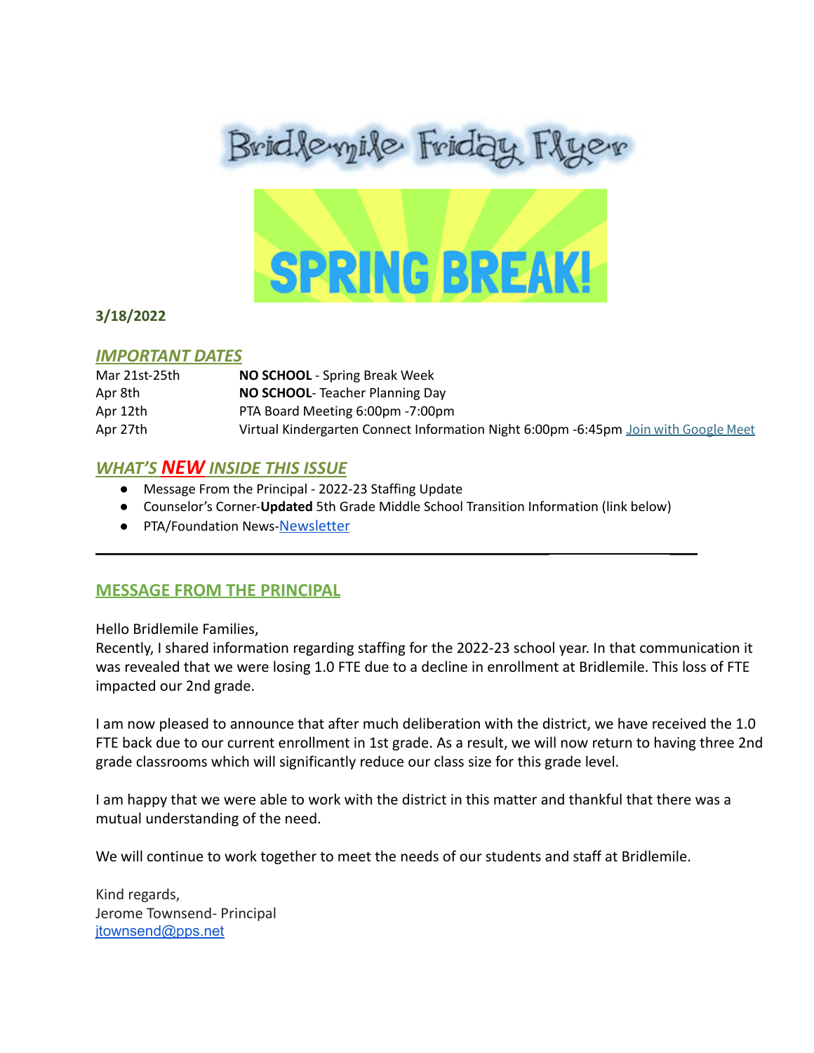# Bridlemile Friday Flyer

SPRING BREAK!

**3/18/2022**

## *IMPORTANT DATES*

| | |
|---|---|
| Mar 21st-25th | **NO SCHOOL** - Spring Break Week |
| Apr 8th | **NO SCHOOL**- Teacher Planning Day |
| Apr 12th | PTA Board Meeting 6:00pm -7:00pm |
| Apr 27th | Virtual Kindergarten Connect Information Night 6:00pm -6:45pm [Join with Google Meet]() |

## *WHAT'S NEW INSIDE THIS ISSUE*

- Message From the Principal - 2022-23 Staffing Update
- Counselor's Corner-**Updated** 5th Grade Middle School Transition Information (link below)
- PTA/Foundation News-[Newsletter]()

---

## MESSAGE FROM THE PRINCIPAL

Hello Bridlemile Families,
Recently, I shared information regarding staffing for the 2022-23 school year. In that communication it was revealed that we were losing 1.0 FTE due to a decline in enrollment at Bridlemile. This loss of FTE impacted our 2nd grade.

I am now pleased to announce that after much deliberation with the district, we have received the 1.0 FTE back due to our current enrollment in 1st grade. As a result, we will now return to having three 2nd grade classrooms which will significantly reduce our class size for this grade level.

I am happy that we were able to work with the district in this matter and thankful that there was a mutual understanding of the need.

We will continue to work together to meet the needs of our students and staff at Bridlemile.

Kind regards,
Jerome Townsend- Principal
[jtownsend@pps.net](mailto:jtownsend@pps.net)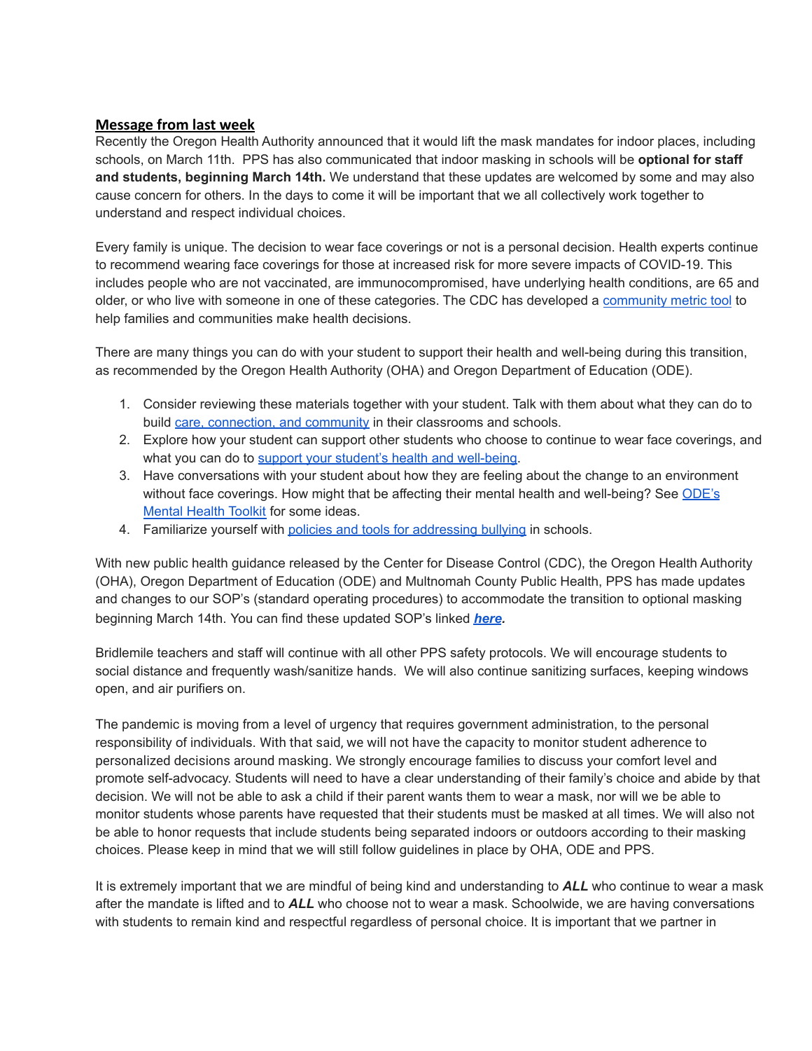## Message from last week

Recently the Oregon Health Authority announced that it would lift the mask mandates for indoor places, including schools, on March 11th. PPS has also communicated that indoor masking in schools will be **optional for staff and students, beginning March 14th.** We understand that these updates are welcomed by some and may also cause concern for others. In the days to come it will be important that we all collectively work together to understand and respect individual choices.

Every family is unique. The decision to wear face coverings or not is a personal decision. Health experts continue to recommend wearing face coverings for those at increased risk for more severe impacts of COVID-19. This includes people who are not vaccinated, are immunocompromised, have underlying health conditions, are 65 and older, or who live with someone in one of these categories. The CDC has developed a community metric tool to help families and communities make health decisions.

There are many things you can do with your student to support their health and well-being during this transition, as recommended by the Oregon Health Authority (OHA) and Oregon Department of Education (ODE).

1. Consider reviewing these materials together with your student. Talk with them about what they can do to build care, connection, and community in their classrooms and schools.
2. Explore how your student can support other students who choose to continue to wear face coverings, and what you can do to support your student's health and well-being.
3. Have conversations with your student about how they are feeling about the change to an environment without face coverings. How might that be affecting their mental health and well-being? See ODE's Mental Health Toolkit for some ideas.
4. Familiarize yourself with policies and tools for addressing bullying in schools.

With new public health guidance released by the Center for Disease Control (CDC), the Oregon Health Authority (OHA), Oregon Department of Education (ODE) and Multnomah County Public Health, PPS has made updates and changes to our SOP's (standard operating procedures) to accommodate the transition to optional masking beginning March 14th. You can find these updated SOP's linked ***here***.

Bridlemile teachers and staff will continue with all other PPS safety protocols. We will encourage students to social distance and frequently wash/sanitize hands. We will also continue sanitizing surfaces, keeping windows open, and air purifiers on.

The pandemic is moving from a level of urgency that requires government administration, to the personal responsibility of individuals. With that said, we will not have the capacity to monitor student adherence to personalized decisions around masking. We strongly encourage families to discuss your comfort level and promote self-advocacy. Students will need to have a clear understanding of their family's choice and abide by that decision. We will not be able to ask a child if their parent wants them to wear a mask, nor will we be able to monitor students whose parents have requested that their students must be masked at all times. We will also not be able to honor requests that include students being separated indoors or outdoors according to their masking choices. Please keep in mind that we will still follow guidelines in place by OHA, ODE and PPS.

It is extremely important that we are mindful of being kind and understanding to ***ALL*** who continue to wear a mask after the mandate is lifted and to ***ALL*** who choose not to wear a mask. Schoolwide, we are having conversations with students to remain kind and respectful regardless of personal choice. It is important that we partner in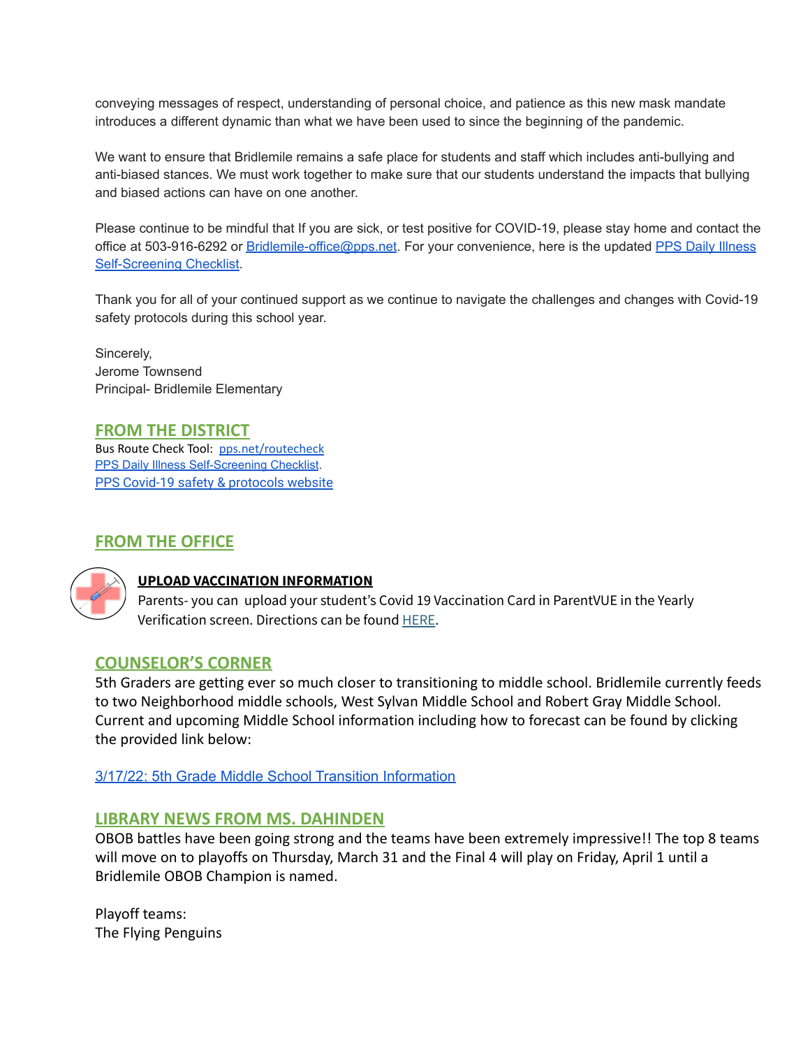conveying messages of respect, understanding of personal choice, and patience as this new mask mandate introduces a different dynamic than what we have been used to since the beginning of the pandemic.

We want to ensure that Bridlemile remains a safe place for students and staff which includes anti-bullying and anti-biased stances. We must work together to make sure that our students understand the impacts that bullying and biased actions can have on one another.

Please continue to be mindful that If you are sick, or test positive for COVID-19, please stay home and contact the office at 503-916-6292 or Bridlemile-office@pps.net. For your convenience, here is the updated PPS Daily Illness Self-Screening Checklist.

Thank you for all of your continued support as we continue to navigate the challenges and changes with Covid-19 safety protocols during this school year.

Sincerely,
Jerome Townsend
Principal- Bridlemile Elementary

## FROM THE DISTRICT

Bus Route Check Tool: pps.net/routecheck
PPS Daily Illness Self-Screening Checklist.
PPS Covid-19 safety & protocols website

## FROM THE OFFICE

**UPLOAD VACCINATION INFORMATION**

Parents- you can upload your student's Covid 19 Vaccination Card in ParentVUE in the Yearly Verification screen. Directions can be found HERE.

## COUNSELOR'S CORNER

5th Graders are getting ever so much closer to transitioning to middle school. Bridlemile currently feeds to two Neighborhood middle schools, West Sylvan Middle School and Robert Gray Middle School. Current and upcoming Middle School information including how to forecast can be found by clicking the provided link below:

3/17/22: 5th Grade Middle School Transition Information

## LIBRARY NEWS FROM MS. DAHINDEN

OBOB battles have been going strong and the teams have been extremely impressive!! The top 8 teams will move on to playoffs on Thursday, March 31 and the Final 4 will play on Friday, April 1 until a Bridlemile OBOB Champion is named.

Playoff teams:
The Flying Penguins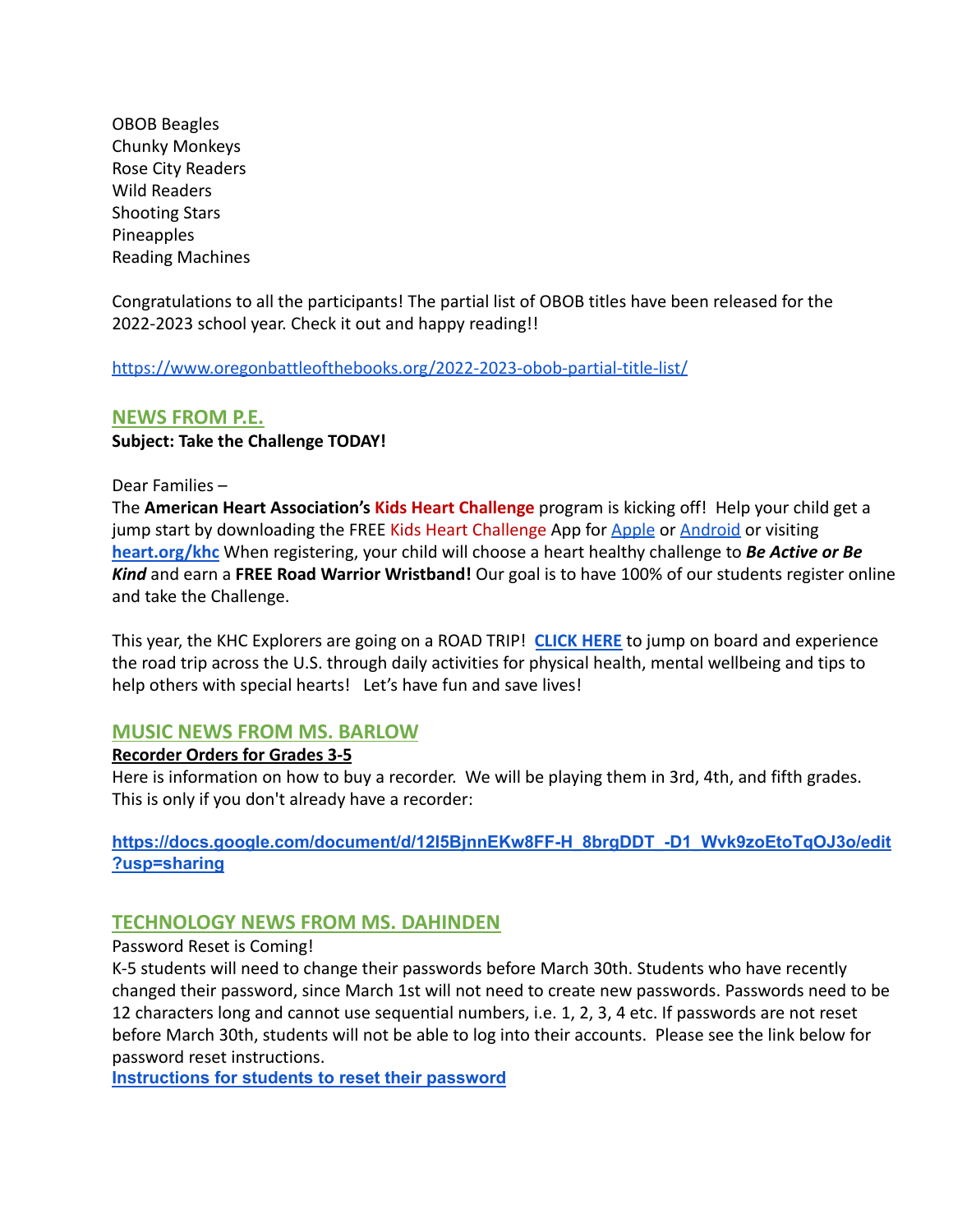OBOB Beagles
Chunky Monkeys
Rose City Readers
Wild Readers
Shooting Stars
Pineapples
Reading Machines

Congratulations to all the participants! The partial list of OBOB titles have been released for the 2022-2023 school year. Check it out and happy reading!!

https://www.oregonbattleofthebooks.org/2022-2023-obob-partial-title-list/

## NEWS FROM P.E.

**Subject: Take the Challenge TODAY!**

Dear Families –
The **American Heart Association's Kids Heart Challenge** program is kicking off! Help your child get a jump start by downloading the FREE Kids Heart Challenge App for Apple or Android or visiting **heart.org/khc** When registering, your child will choose a heart healthy challenge to ***Be Active or Be Kind*** and earn a **FREE Road Warrior Wristband!** Our goal is to have 100% of our students register online and take the Challenge.

This year, the KHC Explorers are going on a ROAD TRIP! **CLICK HERE** to jump on board and experience the road trip across the U.S. through daily activities for physical health, mental wellbeing and tips to help others with special hearts! Let's have fun and save lives!

## MUSIC NEWS FROM MS. BARLOW

**Recorder Orders for Grades 3-5**
Here is information on how to buy a recorder. We will be playing them in 3rd, 4th, and fifth grades. This is only if you don't already have a recorder:

**https://docs.google.com/document/d/12l5BjnnEKw8FF-H_8brgDDT_-D1_Wvk9zoEtoTqOJ3o/edit?usp=sharing**

## TECHNOLOGY NEWS FROM MS. DAHINDEN

Password Reset is Coming!
K-5 students will need to change their passwords before March 30th. Students who have recently changed their password, since March 1st will not need to create new passwords. Passwords need to be 12 characters long and cannot use sequential numbers, i.e. 1, 2, 3, 4 etc. If passwords are not reset before March 30th, students will not be able to log into their accounts. Please see the link below for password reset instructions.
**Instructions for students to reset their password**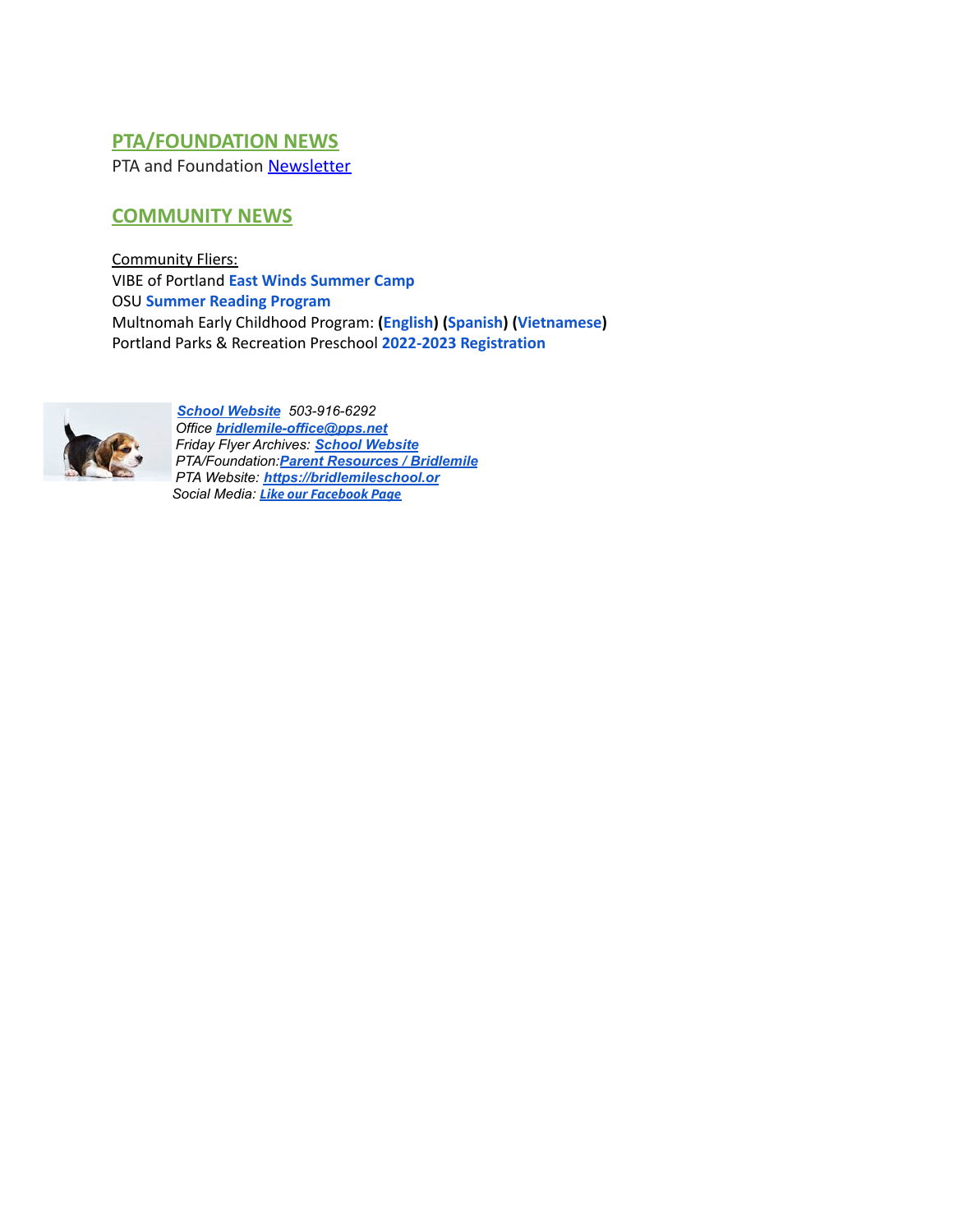## PTA/FOUNDATION NEWS

PTA and Foundation Newsletter

## COMMUNITY NEWS

Community Fliers:

VIBE of Portland **East Winds Summer Camp**
OSU **Summer Reading Program**
Multnomah Early Childhood Program: **(English) (Spanish) (Vietnamese)**
Portland Parks & Recreation Preschool **2022-2023 Registration**

***School Website*** *503-916-6292*
*Office* ***bridlemile-office@pps.net***
*Friday Flyer Archives:* ***School Website***
*PTA/Foundation:****Parent Resources / Bridlemile***
*PTA Website:* ***https://bridlemileschool.or***
*Social Media:* ***Like our Facebook Page***